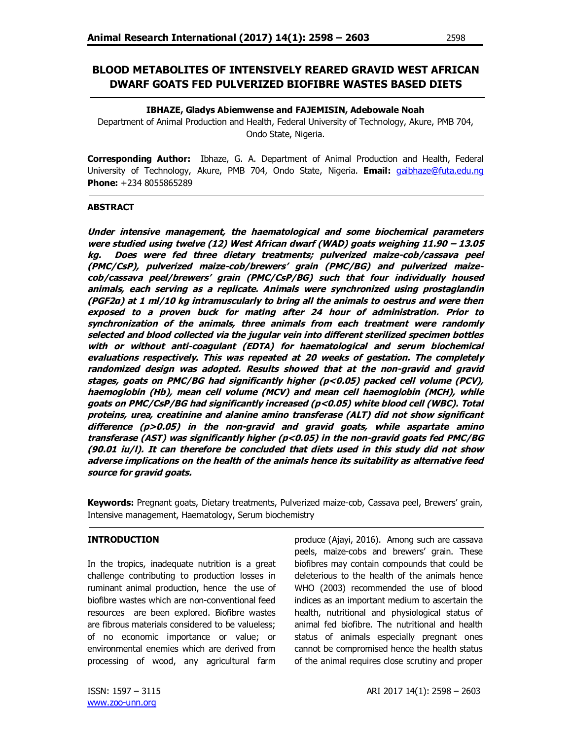# BLOOD METABOLITES OF INTENSIVELY REARED GRAVID WEST AFRICAN DWARF GOATS FED PULVERIZED BIOFIBRE WASTES BASED DIETS

**IBHAZE, Gladys Abiemwense and FAJEMISIN, Adebowale Noah**

Department of Animal Production and Health, Federal University of Technology, Akure, PMB 704, Ondo State, Nigeria.

**Corresponding Author:** Ibhaze, G. A. Department of Animal Production and Health, Federal University of Technology, Akure, PMB 704, Ondo State, Nigeria. **Email:** gaibhaze@futa.edu.ng **Phone:** +234 8055865289

## ABSTRACT

***Under intensive management, the haematological and some biochemical parameters were studied using twelve (12) West African dwarf (WAD) goats weighing 11.90 – 13.05 kg. Does were fed three dietary treatments; pulverized maize-cob/cassava peel (PMC/CsP), pulverized maize-cob/brewers' grain (PMC/BG) and pulverized maize-cob/cassava peel/brewers' grain (PMC/CsP/BG) such that four individually housed animals, each serving as a replicate. Animals were synchronized using prostaglandin (PGF2α) at 1 ml/10 kg intramuscularly to bring all the animals to oestrus and were then exposed to a proven buck for mating after 24 hour of administration. Prior to synchronization of the animals, three animals from each treatment were randomly selected and blood collected via the jugular vein into different sterilized specimen bottles with or without anti-coagulant (EDTA) for haematological and serum biochemical evaluations respectively. This was repeated at 20 weeks of gestation. The completely randomized design was adopted. Results showed that at the non-gravid and gravid stages, goats on PMC/BG had significantly higher (p<0.05) packed cell volume (PCV), haemoglobin (Hb), mean cell volume (MCV) and mean cell haemoglobin (MCH), while goats on PMC/CsP/BG had significantly increased (p<0.05) white blood cell (WBC). Total proteins, urea, creatinine and alanine amino transferase (ALT) did not show significant difference (p>0.05) in the non-gravid and gravid goats, while aspartate amino transferase (AST) was significantly higher (p<0.05) in the non-gravid goats fed PMC/BG (90.01 iu/l). It can therefore be concluded that diets used in this study did not show adverse implications on the health of the animals hence its suitability as alternative feed source for gravid goats.***

**Keywords:** Pregnant goats, Dietary treatments, Pulverized maize-cob, Cassava peel, Brewers' grain, Intensive management, Haematology, Serum biochemistry

## INTRODUCTION

In the tropics, inadequate nutrition is a great challenge contributing to production losses in ruminant animal production, hence the use of biofibre wastes which are non-conventional feed resources are been explored. Biofibre wastes are fibrous materials considered to be valueless; of no economic importance or value; or environmental enemies which are derived from processing of wood, any agricultural farm produce (Ajayi, 2016). Among such are cassava peels, maize-cobs and brewers' grain. These biofibres may contain compounds that could be deleterious to the health of the animals hence WHO (2003) recommended the use of blood indices as an important medium to ascertain the health, nutritional and physiological status of animal fed biofibre. The nutritional and health status of animals especially pregnant ones cannot be compromised hence the health status of the animal requires close scrutiny and proper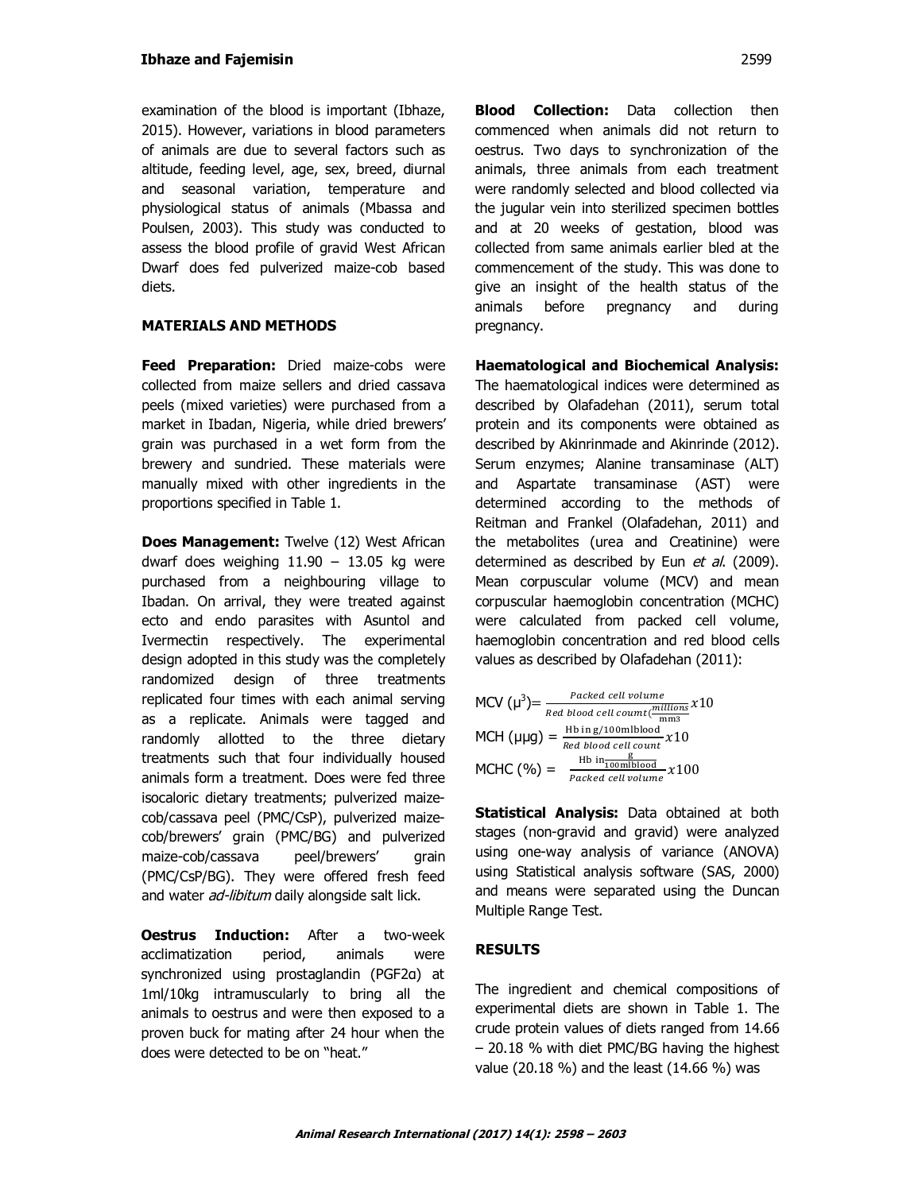examination of the blood is important (Ibhaze, 2015). However, variations in blood parameters of animals are due to several factors such as altitude, feeding level, age, sex, breed, diurnal and seasonal variation, temperature and physiological status of animals (Mbassa and Poulsen, 2003). This study was conducted to assess the blood profile of gravid West African Dwarf does fed pulverized maize-cob based diets.

## MATERIALS AND METHODS

**Feed Preparation:** Dried maize-cobs were collected from maize sellers and dried cassava peels (mixed varieties) were purchased from a market in Ibadan, Nigeria, while dried brewers' grain was purchased in a wet form from the brewery and sundried. These materials were manually mixed with other ingredients in the proportions specified in Table 1.

**Does Management:** Twelve (12) West African dwarf does weighing 11.90 – 13.05 kg were purchased from a neighbouring village to Ibadan. On arrival, they were treated against ecto and endo parasites with Asuntol and Ivermectin respectively. The experimental design adopted in this study was the completely randomized design of three treatments replicated four times with each animal serving as a replicate. Animals were tagged and randomly allotted to the three dietary treatments such that four individually housed animals form a treatment. Does were fed three isocaloric dietary treatments; pulverized maize-cob/cassava peel (PMC/CsP), pulverized maize-cob/brewers' grain (PMC/BG) and pulverized maize-cob/cassava peel/brewers' grain (PMC/CsP/BG). They were offered fresh feed and water *ad-libitum* daily alongside salt lick.

**Oestrus Induction:** After a two-week acclimatization period, animals were synchronized using prostaglandin (PGF2α) at 1ml/10kg intramuscularly to bring all the animals to oestrus and were then exposed to a proven buck for mating after 24 hour when the does were detected to be on "heat."

**Blood Collection:** Data collection then commenced when animals did not return to oestrus. Two days to synchronization of the animals, three animals from each treatment were randomly selected and blood collected via the jugular vein into sterilized specimen bottles and at 20 weeks of gestation, blood was collected from same animals earlier bled at the commencement of the study. This was done to give an insight of the health status of the animals before pregnancy and during pregnancy.

**Haematological and Biochemical Analysis:** The haematological indices were determined as described by Olafadehan (2011), serum total protein and its components were obtained as described by Akinrinmade and Akinrinde (2012). Serum enzymes; Alanine transaminase (ALT) and Aspartate transaminase (AST) were determined according to the methods of Reitman and Frankel (Olafadehan, 2011) and the metabolites (urea and Creatinine) were determined as described by Eun *et al.* (2009). Mean corpuscular volume (MCV) and mean corpuscular haemoglobin concentration (MCHC) were calculated from packed cell volume, haemoglobin concentration and red blood cells values as described by Olafadehan (2011):

$$\text{MCV } (\mu^3) = \frac{\text{Packed cell volume}}{\text{Red blood cell coumt}\left(\frac{\text{millions}}{\text{mm3}}\right)} x10$$

$$\text{MCH } (\mu\mu g) = \frac{\text{Hb in g/100mlblood}}{\text{Red blood cell count}} x10$$

$$\text{MCHC } (\%) = \frac{\text{Hb in}\frac{\text{g}}{\text{100mlblood}}}{\text{Packed cell volume}} x100$$

**Statistical Analysis:** Data obtained at both stages (non-gravid and gravid) were analyzed using one-way analysis of variance (ANOVA) using Statistical analysis software (SAS, 2000) and means were separated using the Duncan Multiple Range Test.

## RESULTS

The ingredient and chemical compositions of experimental diets are shown in Table 1. The crude protein values of diets ranged from 14.66 – 20.18 % with diet PMC/BG having the highest value (20.18 %) and the least (14.66 %) was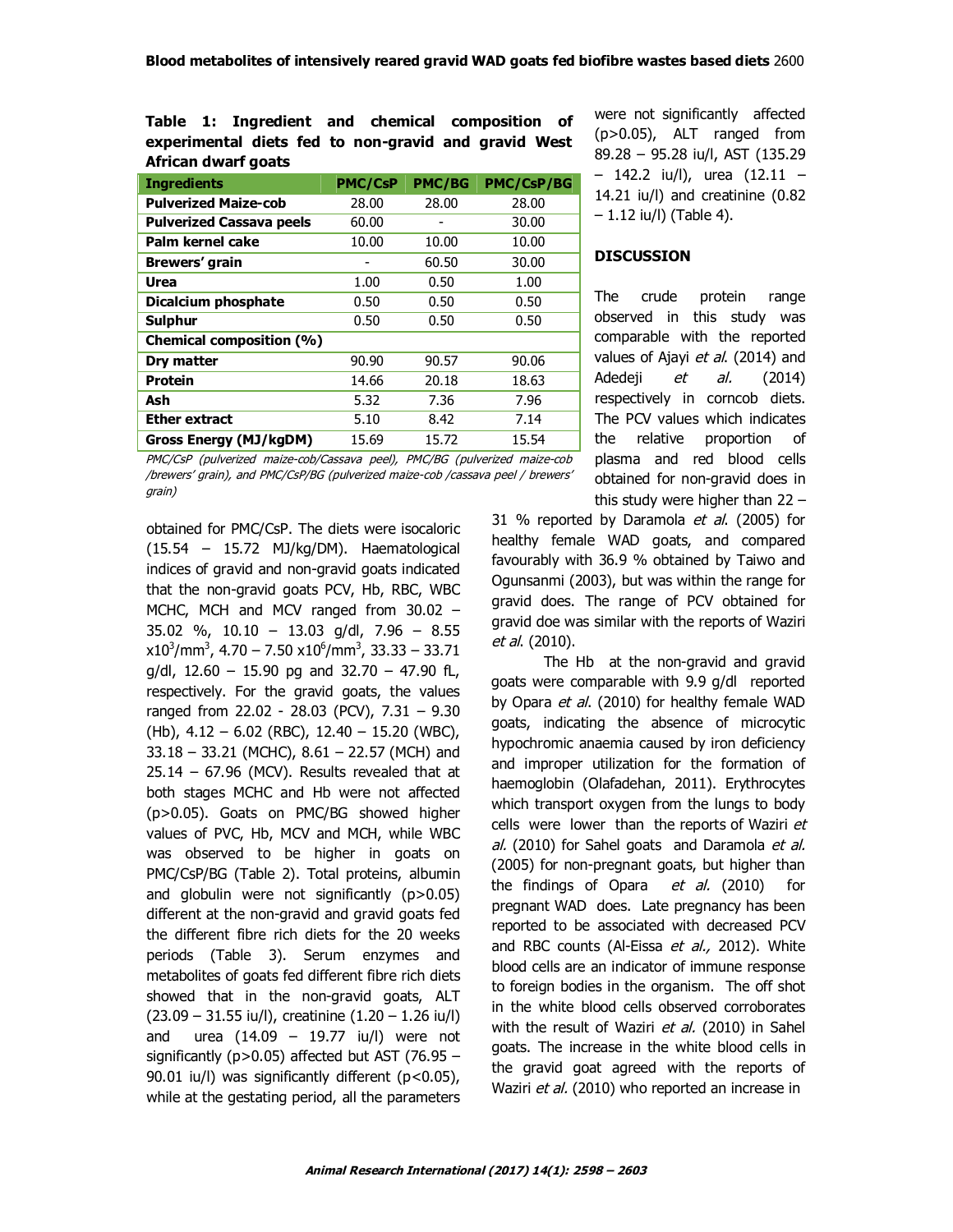**Table 1: Ingredient and chemical composition of experimental diets fed to non-gravid and gravid West African dwarf goats**

| Ingredients | PMC/CsP | PMC/BG | PMC/CsP/BG |
|---|---|---|---|
| **Pulverized Maize-cob** | 28.00 | 28.00 | 28.00 |
| **Pulverized Cassava peels** | 60.00 | - | 30.00 |
| **Palm kernel cake** | 10.00 | 10.00 | 10.00 |
| **Brewers' grain** | - | 60.50 | 30.00 |
| **Urea** | 1.00 | 0.50 | 1.00 |
| **Dicalcium phosphate** | 0.50 | 0.50 | 0.50 |
| **Sulphur** | 0.50 | 0.50 | 0.50 |
| **Chemical composition (%)** | | | |
| **Dry matter** | 90.90 | 90.57 | 90.06 |
| **Protein** | 14.66 | 20.18 | 18.63 |
| **Ash** | 5.32 | 7.36 | 7.96 |
| **Ether extract** | 5.10 | 8.42 | 7.14 |
| **Gross Energy (MJ/kgDM)** | 15.69 | 15.72 | 15.54 |

*PMC/CsP (pulverized maize-cob/Cassava peel), PMC/BG (pulverized maize-cob /brewers' grain), and PMC/CsP/BG (pulverized maize-cob /cassava peel / brewers' grain)*

obtained for PMC/CsP. The diets were isocaloric (15.54 – 15.72 MJ/kg/DM). Haematological indices of gravid and non-gravid goats indicated that the non-gravid goats PCV, Hb, RBC, WBC MCHC, MCH and MCV ranged from 30.02 – 35.02 %, 10.10 – 13.03 g/dl, 7.96 – 8.55 $x10^3/mm^3$, 4.70 – 7.50 $x10^6/mm^3$, 33.33 – 33.71 g/dl, 12.60 – 15.90 pg and 32.70 – 47.90 fL, respectively. For the gravid goats, the values ranged from 22.02 - 28.03 (PCV), 7.31 – 9.30 (Hb), 4.12 – 6.02 (RBC), 12.40 – 15.20 (WBC), 33.18 – 33.21 (MCHC), 8.61 – 22.57 (MCH) and 25.14 – 67.96 (MCV). Results revealed that at both stages MCHC and Hb were not affected ($p>0.05$). Goats on PMC/BG showed higher values of PVC, Hb, MCV and MCH, while WBC was observed to be higher in goats on PMC/CsP/BG (Table 2). Total proteins, albumin and globulin were not significantly ($p>0.05$) different at the non-gravid and gravid goats fed the different fibre rich diets for the 20 weeks periods (Table 3). Serum enzymes and metabolites of goats fed different fibre rich diets showed that in the non-gravid goats, ALT (23.09 – 31.55 iu/l), creatinine (1.20 – 1.26 iu/l) and urea (14.09 – 19.77 iu/l) were not significantly ($p>0.05$) affected but AST (76.95 – 90.01 iu/l) was significantly different ($p<0.05$), while at the gestating period, all the parameters were not significantly affected ($p>0.05$), ALT ranged from 89.28 – 95.28 iu/l, AST (135.29 – 142.2 iu/l), urea (12.11 – 14.21 iu/l) and creatinine (0.82 – 1.12 iu/l) (Table 4).

## DISCUSSION

The crude protein range observed in this study was comparable with the reported values of Ajayi *et al*. (2014) and Adedeji *et al.* (2014) respectively in corncob diets. The PCV values which indicates the relative proportion of plasma and red blood cells obtained for non-gravid does in this study were higher than 22 – 31 % reported by Daramola *et al*. (2005) for healthy female WAD goats, and compared favourably with 36.9 % obtained by Taiwo and Ogunsanmi (2003), but was within the range for gravid does. The range of PCV obtained for gravid doe was similar with the reports of Waziri *et al*. (2010).

The Hb at the non-gravid and gravid goats were comparable with 9.9 g/dl reported by Opara *et al*. (2010) for healthy female WAD goats, indicating the absence of microcytic hypochromic anaemia caused by iron deficiency and improper utilization for the formation of haemoglobin (Olafadehan, 2011). Erythrocytes which transport oxygen from the lungs to body cells were lower than the reports of Waziri *et al.* (2010) for Sahel goats and Daramola *et al.* (2005) for non-pregnant goats, but higher than the findings of Opara *et al.* (2010) for pregnant WAD does. Late pregnancy has been reported to be associated with decreased PCV and RBC counts (Al-Eissa *et al.,* 2012). White blood cells are an indicator of immune response to foreign bodies in the organism. The off shot in the white blood cells observed corroborates with the result of Waziri *et al.* (2010) in Sahel goats. The increase in the white blood cells in the gravid goat agreed with the reports of Waziri *et al.* (2010) who reported an increase in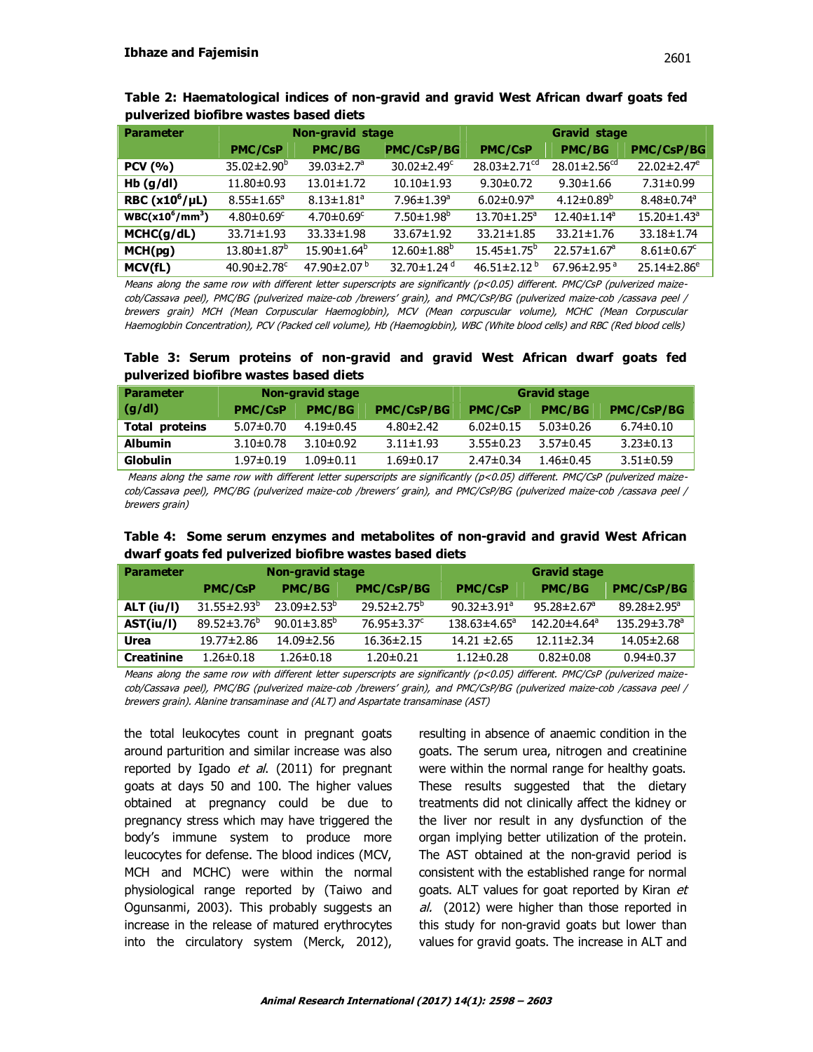**Table 2: Haematological indices of non-gravid and gravid West African dwarf goats fed pulverized biofibre wastes based diets**

| Parameter | Non-gravid stage | | | Gravid stage | | |
|---|---|---|---|---|---|---|
| | PMC/CsP | PMC/BG | PMC/CsP/BG | PMC/CsP | PMC/BG | PMC/CsP/BG |
| PCV (%) | $35.02 \pm 2.90^{b}$ | $39.03 \pm 2.7^{a}$ | $30.02 \pm 2.49^{c}$ | $28.03 \pm 2.71^{cd}$ | $28.01 \pm 2.56^{cd}$ | $22.02 \pm 2.47^{e}$ |
| Hb (g/dl) | $11.80 \pm 0.93$ | $13.01 \pm 1.72$ | $10.10 \pm 1.93$ | $9.30 \pm 0.72$ | $9.30 \pm 1.66$ | $7.31 \pm 0.99$ |
| RBC ($x10^{6}/\mu L$) | $8.55 \pm 1.65^{a}$ | $8.13 \pm 1.81^{a}$ | $7.96 \pm 1.39^{a}$ | $6.02 \pm 0.97^{a}$ | $4.12 \pm 0.89^{b}$ | $8.48 \pm 0.74^{a}$ |
| WBC($x10^{6}/mm^{3}$) | $4.80 \pm 0.69^{c}$ | $4.70 \pm 0.69^{c}$ | $7.50 \pm 1.98^{b}$ | $13.70 \pm 1.25^{a}$ | $12.40 \pm 1.14^{a}$ | $15.20 \pm 1.43^{a}$ |
| MCHC(g/dL) | $33.71 \pm 1.93$ | $33.33 \pm 1.98$ | $33.67 \pm 1.92$ | $33.21 \pm 1.85$ | $33.21 \pm 1.76$ | $33.18 \pm 1.74$ |
| MCH(pg) | $13.80 \pm 1.87^{b}$ | $15.90 \pm 1.64^{b}$ | $12.60 \pm 1.88^{b}$ | $15.45 \pm 1.75^{b}$ | $22.57 \pm 1.67^{a}$ | $8.61 \pm 0.67^{c}$ |
| MCV(fL) | $40.90 \pm 2.78^{c}$ | $47.90 \pm 2.07^{b}$ | $32.70 \pm 1.24^{d}$ | $46.51 \pm 2.12^{b}$ | $67.96 \pm 2.95^{a}$ | $25.14 \pm 2.86^{e}$ |

*Means along the same row with different letter superscripts are significantly ($p<0.05$) different. PMC/CsP (pulverized maize-cob/Cassava peel), PMC/BG (pulverized maize-cob /brewers' grain), and PMC/CsP/BG (pulverized maize-cob /cassava peel / brewers grain) MCH (Mean Corpuscular Haemoglobin), MCV (Mean corpuscular volume), MCHC (Mean Corpuscular Haemoglobin Concentration), PCV (Packed cell volume), Hb (Haemoglobin), WBC (White blood cells) and RBC (Red blood cells)*

**Table 3: Serum proteins of non-gravid and gravid West African dwarf goats fed pulverized biofibre wastes based diets**

| Parameter (g/dl) | Non-gravid stage | | | Gravid stage | | |
|---|---|---|---|---|---|---|
| | PMC/CsP | PMC/BG | PMC/CsP/BG | PMC/CsP | PMC/BG | PMC/CsP/BG |
| Total proteins | $5.07 \pm 0.70$ | $4.19 \pm 0.45$ | $4.80 \pm 2.42$ | $6.02 \pm 0.15$ | $5.03 \pm 0.26$ | $6.74 \pm 0.10$ |
| Albumin | $3.10 \pm 0.78$ | $3.10 \pm 0.92$ | $3.11 \pm 1.93$ | $3.55 \pm 0.23$ | $3.57 \pm 0.45$ | $3.23 \pm 0.13$ |
| Globulin | $1.97 \pm 0.19$ | $1.09 \pm 0.11$ | $1.69 \pm 0.17$ | $2.47 \pm 0.34$ | $1.46 \pm 0.45$ | $3.51 \pm 0.59$ |

*Means along the same row with different letter superscripts are significantly ($p<0.05$) different. PMC/CsP (pulverized maize-cob/Cassava peel), PMC/BG (pulverized maize-cob /brewers' grain), and PMC/CsP/BG (pulverized maize-cob /cassava peel / brewers grain)*

**Table 4: Some serum enzymes and metabolites of non-gravid and gravid West African dwarf goats fed pulverized biofibre wastes based diets**

| Parameter | Non-gravid stage | | | Gravid stage | | |
|---|---|---|---|---|---|---|
| | PMC/CsP | PMC/BG | PMC/CsP/BG | PMC/CsP | PMC/BG | PMC/CsP/BG |
| ALT (iu/l) | $31.55 \pm 2.93^{b}$ | $23.09 \pm 2.53^{b}$ | $29.52 \pm 2.75^{b}$ | $90.32 \pm 3.91^{a}$ | $95.28 \pm 2.67^{a}$ | $89.28 \pm 2.95^{a}$ |
| AST(iu/l) | $89.52 \pm 3.76^{b}$ | $90.01 \pm 3.85^{b}$ | $76.95 \pm 3.37^{c}$ | $138.63 \pm 4.65^{a}$ | $142.20 \pm 4.64^{a}$ | $135.29 \pm 3.78^{a}$ |
| Urea | $19.77 \pm 2.86$ | $14.09 \pm 2.56$ | $16.36 \pm 2.15$ | $14.21 \pm 2.65$ | $12.11 \pm 2.34$ | $14.05 \pm 2.68$ |
| Creatinine | $1.26 \pm 0.18$ | $1.26 \pm 0.18$ | $1.20 \pm 0.21$ | $1.12 \pm 0.28$ | $0.82 \pm 0.08$ | $0.94 \pm 0.37$ |

*Means along the same row with different letter superscripts are significantly ($p<0.05$) different. PMC/CsP (pulverized maize-cob/Cassava peel), PMC/BG (pulverized maize-cob /brewers' grain), and PMC/CsP/BG (pulverized maize-cob /cassava peel / brewers grain). Alanine transaminase and (ALT) and Aspartate transaminase (AST)*

the total leukocytes count in pregnant goats around parturition and similar increase was also reported by Igado *et al.* (2011) for pregnant goats at days 50 and 100. The higher values obtained at pregnancy could be due to pregnancy stress which may have triggered the body's immune system to produce more leucocytes for defense. The blood indices (MCV, MCH and MCHC) were within the normal physiological range reported by (Taiwo and Ogunsanmi, 2003). This probably suggests an increase in the release of matured erythrocytes into the circulatory system (Merck, 2012), resulting in absence of anaemic condition in the goats. The serum urea, nitrogen and creatinine were within the normal range for healthy goats. These results suggested that the dietary treatments did not clinically affect the kidney or the liver nor result in any dysfunction of the organ implying better utilization of the protein. The AST obtained at the non-gravid period is consistent with the established range for normal goats. ALT values for goat reported by Kiran *et al.* (2012) were higher than those reported in this study for non-gravid goats but lower than values for gravid goats. The increase in ALT and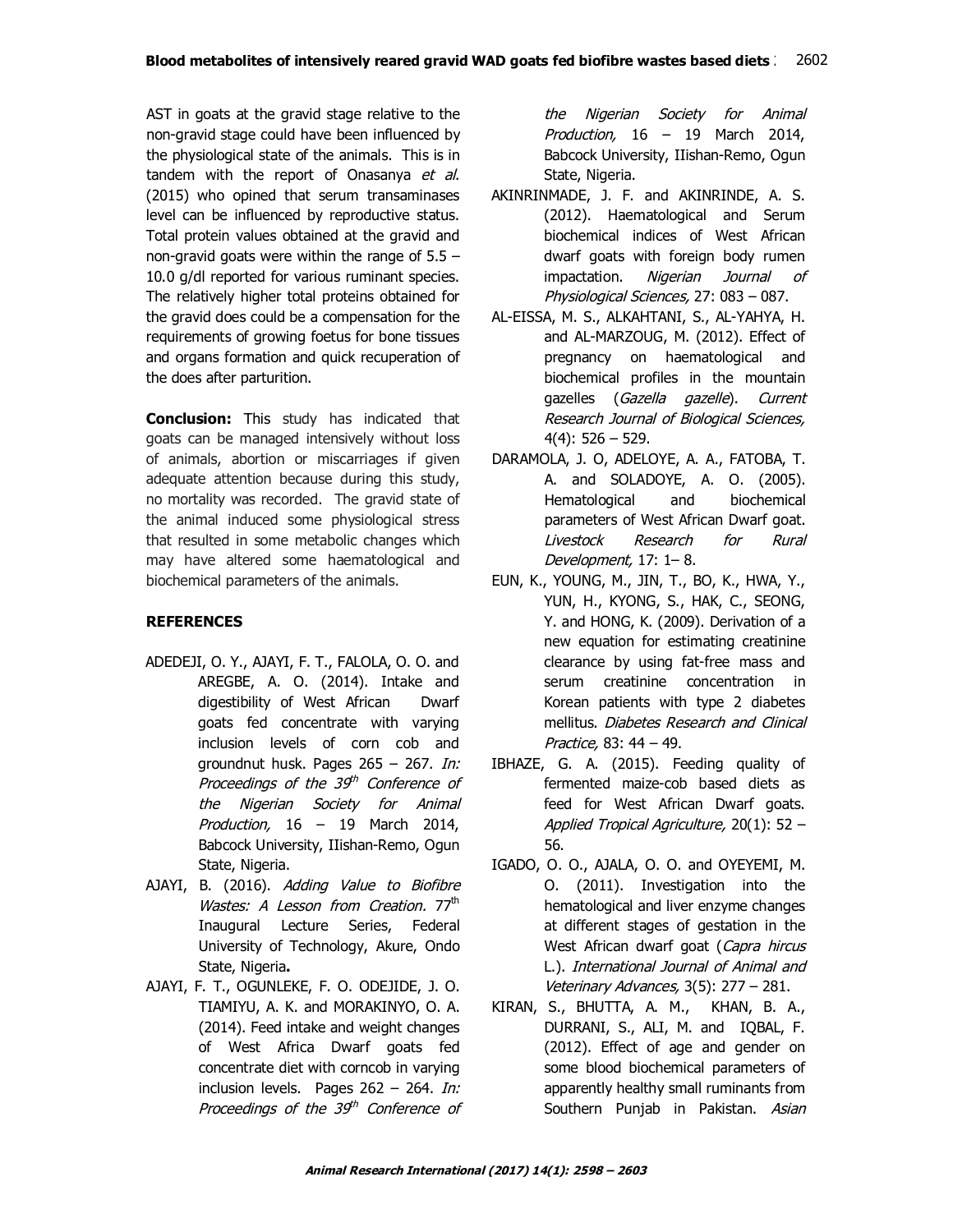AST in goats at the gravid stage relative to the non-gravid stage could have been influenced by the physiological state of the animals. This is in tandem with the report of Onasanya *et al*. (2015) who opined that serum transaminases level can be influenced by reproductive status. Total protein values obtained at the gravid and non-gravid goats were within the range of 5.5 – 10.0 g/dl reported for various ruminant species. The relatively higher total proteins obtained for the gravid does could be a compensation for the requirements of growing foetus for bone tissues and organs formation and quick recuperation of the does after parturition.

**Conclusion:** This study has indicated that goats can be managed intensively without loss of animals, abortion or miscarriages if given adequate attention because during this study, no mortality was recorded. The gravid state of the animal induced some physiological stress that resulted in some metabolic changes which may have altered some haematological and biochemical parameters of the animals.

## REFERENCES

ADEDEJI, O. Y., AJAYI, F. T., FALOLA, O. O. and AREGBE, A. O. (2014). Intake and digestibility of West African Dwarf goats fed concentrate with varying inclusion levels of corn cob and groundnut husk. Pages 265 – 267. *In: Proceedings of the 39th Conference of the Nigerian Society for Animal Production,* 16 – 19 March 2014, Babcock University, IIishan-Remo, Ogun State, Nigeria.

AJAYI, B. (2016). *Adding Value to Biofibre Wastes: A Lesson from Creation.* 77th Inaugural Lecture Series, Federal University of Technology, Akure, Ondo State, Nigeria**.**

AJAYI, F. T., OGUNLEKE, F. O. ODEJIDE, J. O. TIAMIYU, A. K. and MORAKINYO, O. A. (2014). Feed intake and weight changes of West Africa Dwarf goats fed concentrate diet with corncob in varying inclusion levels. Pages 262 – 264. *In: Proceedings of the 39th Conference of the Nigerian Society for Animal Production,* 16 – 19 March 2014, Babcock University, IIishan-Remo, Ogun State, Nigeria.

AKINRINMADE, J. F. and AKINRINDE, A. S. (2012). Haematological and Serum biochemical indices of West African dwarf goats with foreign body rumen impactation. *Nigerian Journal of Physiological Sciences,* 27: 083 – 087.

AL-EISSA, M. S., ALKAHTANI, S., AL-YAHYA, H. and AL-MARZOUG, M. (2012). Effect of pregnancy on haematological and biochemical profiles in the mountain gazelles (*Gazella gazelle*). *Current Research Journal of Biological Sciences,* 4(4): 526 – 529.

DARAMOLA, J. O, ADELOYE, A. A., FATOBA, T. A. and SOLADOYE, A. O. (2005). Hematological and biochemical parameters of West African Dwarf goat. *Livestock Research for Rural Development,* 17: 1– 8.

EUN, K., YOUNG, M., JIN, T., BO, K., HWA, Y., YUN, H., KYONG, S., HAK, C., SEONG, Y. and HONG, K. (2009). Derivation of a new equation for estimating creatinine clearance by using fat-free mass and serum creatinine concentration in Korean patients with type 2 diabetes mellitus. *Diabetes Research and Clinical Practice,* 83: 44 – 49.

IBHAZE, G. A. (2015). Feeding quality of fermented maize-cob based diets as feed for West African Dwarf goats. *Applied Tropical Agriculture,* 20(1): 52 – 56.

IGADO, O. O., AJALA, O. O. and OYEYEMI, M. O. (2011). Investigation into the hematological and liver enzyme changes at different stages of gestation in the West African dwarf goat (*Capra hircus* L.). *International Journal of Animal and Veterinary Advances,* 3(5): 277 – 281.

KIRAN, S., BHUTTA, A. M., KHAN, B. A., DURRANI, S., ALI, M. and IQBAL, F. (2012). Effect of age and gender on some blood biochemical parameters of apparently healthy small ruminants from Southern Punjab in Pakistan. *Asian*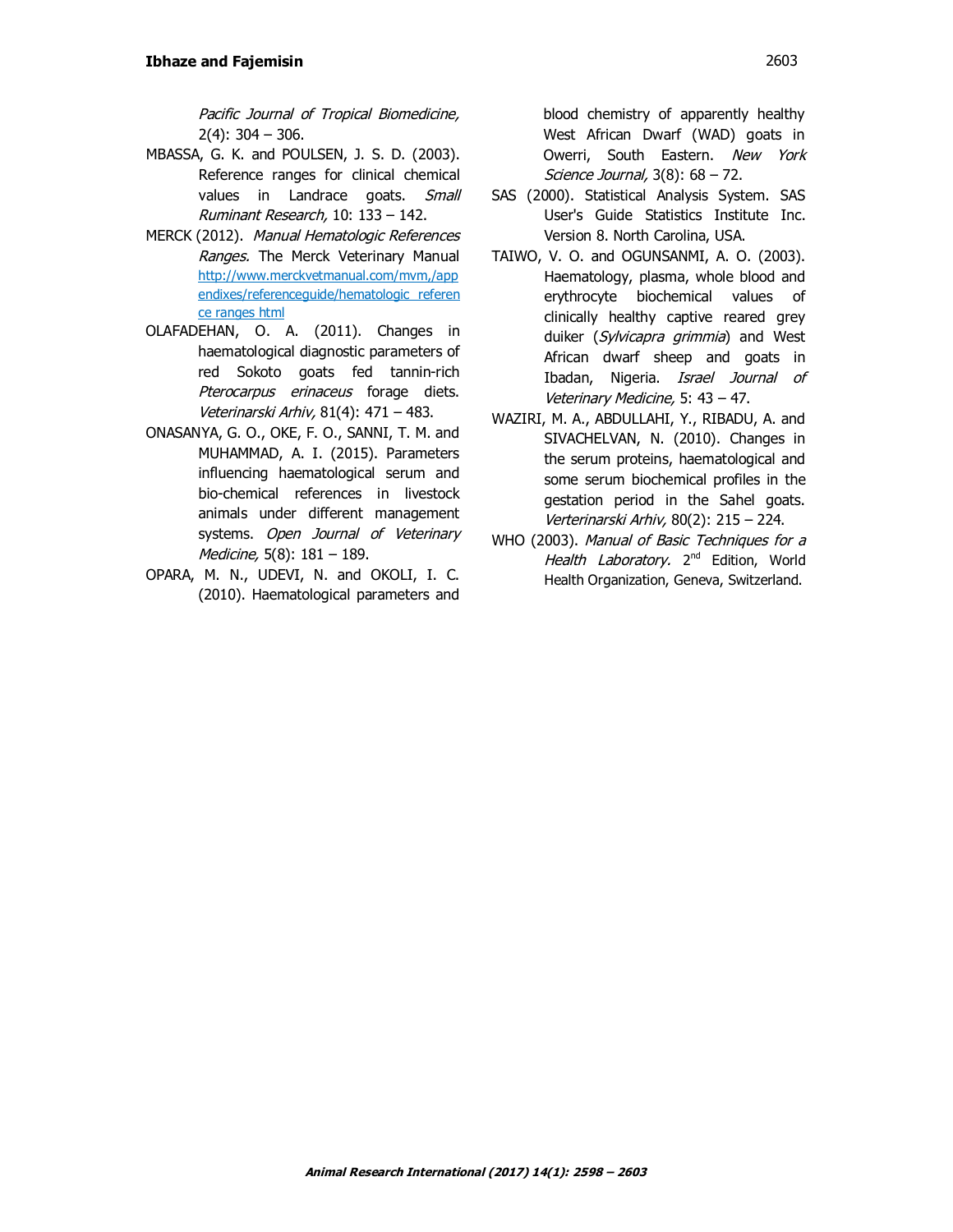*Pacific Journal of Tropical Biomedicine,* 2(4): 304 – 306.

MBASSA, G. K. and POULSEN, J. S. D. (2003). Reference ranges for clinical chemical values in Landrace goats. *Small Ruminant Research,* 10: 133 – 142.

MERCK (2012). *Manual Hematologic References Ranges.* The Merck Veterinary Manual http://www.merckvetmanual.com/mvm,/appendixes/referenceguide/hematologic_reference ranges html

OLAFADEHAN, O. A. (2011). Changes in haematological diagnostic parameters of red Sokoto goats fed tannin-rich *Pterocarpus erinaceus* forage diets. *Veterinarski Arhiv,* 81(4): 471 – 483.

ONASANYA, G. O., OKE, F. O., SANNI, T. M. and MUHAMMAD, A. I. (2015). Parameters influencing haematological serum and bio-chemical references in livestock animals under different management systems. *Open Journal of Veterinary Medicine,* 5(8): 181 – 189.

OPARA, M. N., UDEVI, N. and OKOLI, I. C. (2010). Haematological parameters and blood chemistry of apparently healthy West African Dwarf (WAD) goats in Owerri, South Eastern. *New York Science Journal,* 3(8): 68 – 72.

SAS (2000). Statistical Analysis System. SAS User's Guide Statistics Institute Inc. Version 8. North Carolina, USA.

TAIWO, V. O. and OGUNSANMI, A. O. (2003). Haematology, plasma, whole blood and erythrocyte biochemical values of clinically healthy captive reared grey duiker (*Sylvicapra grimmia*) and West African dwarf sheep and goats in Ibadan, Nigeria. *Israel Journal of Veterinary Medicine,* 5: 43 – 47.

WAZIRI, M. A., ABDULLAHI, Y., RIBADU, A. and SIVACHELVAN, N. (2010). Changes in the serum proteins, haematological and some serum biochemical profiles in the gestation period in the Sahel goats. *Verterinarski Arhiv,* 80(2): 215 – 224.

WHO (2003). *Manual of Basic Techniques for a Health Laboratory.* 2nd Edition, World Health Organization, Geneva, Switzerland.